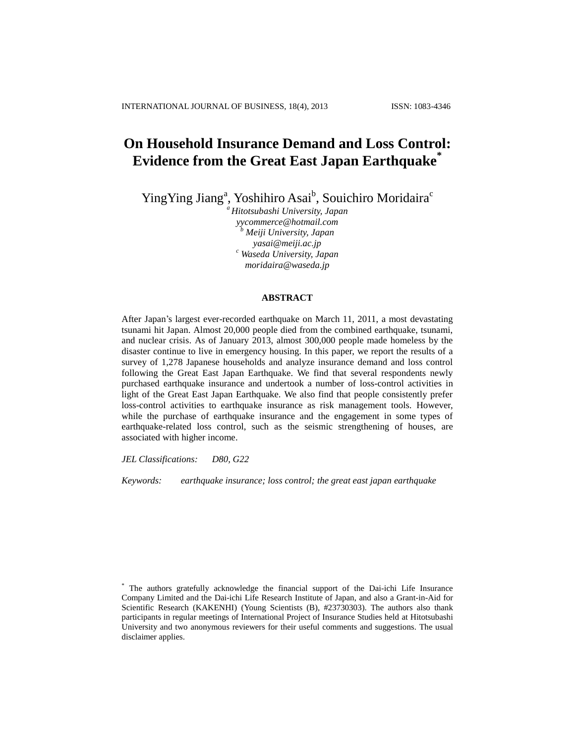# On Household Insurance Demand and Loss Control: Evidence from the Great East Japan Earthquake*

YingYing Jiang[a], Yoshihiro Asai[b], Souichiro Moridaira[c]

[a] *Hitotsubashi University, Japan*
*yycommerce@hotmail.com*
[b] *Meiji University, Japan*
*yasai@meiji.ac.jp*
[c] *Waseda University, Japan*
*moridaira@waseda.jp*

## ABSTRACT

After Japan's largest ever-recorded earthquake on March 11, 2011, a most devastating tsunami hit Japan. Almost 20,000 people died from the combined earthquake, tsunami, and nuclear crisis. As of January 2013, almost 300,000 people made homeless by the disaster continue to live in emergency housing. In this paper, we report the results of a survey of 1,278 Japanese households and analyze insurance demand and loss control following the Great East Japan Earthquake. We find that several respondents newly purchased earthquake insurance and undertook a number of loss-control activities in light of the Great East Japan Earthquake. We also find that people consistently prefer loss-control activities to earthquake insurance as risk management tools. However, while the purchase of earthquake insurance and the engagement in some types of earthquake-related loss control, such as the seismic strengthening of houses, are associated with higher income.

*JEL Classifications:* D80, G22

*Keywords:* earthquake insurance; loss control; the great east japan earthquake

---

* The authors gratefully acknowledge the financial support of the Dai-ichi Life Insurance Company Limited and the Dai-ichi Life Research Institute of Japan, and also a Grant-in-Aid for Scientific Research (KAKENHI) (Young Scientists (B), #23730303). The authors also thank participants in regular meetings of International Project of Insurance Studies held at Hitotsubashi University and two anonymous reviewers for their useful comments and suggestions. The usual disclaimer applies.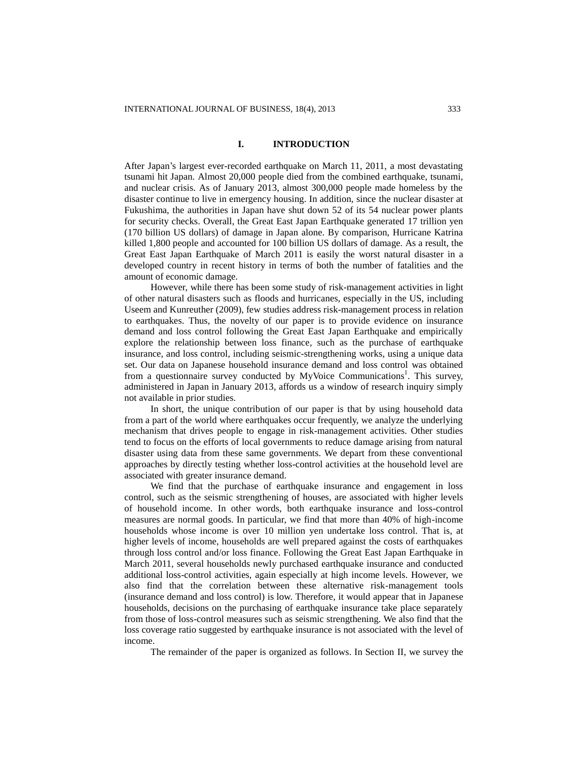## I. INTRODUCTION

After Japan's largest ever-recorded earthquake on March 11, 2011, a most devastating tsunami hit Japan. Almost 20,000 people died from the combined earthquake, tsunami, and nuclear crisis. As of January 2013, almost 300,000 people made homeless by the disaster continue to live in emergency housing. In addition, since the nuclear disaster at Fukushima, the authorities in Japan have shut down 52 of its 54 nuclear power plants for security checks. Overall, the Great East Japan Earthquake generated 17 trillion yen (170 billion US dollars) of damage in Japan alone. By comparison, Hurricane Katrina killed 1,800 people and accounted for 100 billion US dollars of damage. As a result, the Great East Japan Earthquake of March 2011 is easily the worst natural disaster in a developed country in recent history in terms of both the number of fatalities and the amount of economic damage.

However, while there has been some study of risk-management activities in light of other natural disasters such as floods and hurricanes, especially in the US, including Useem and Kunreuther (2009), few studies address risk-management process in relation to earthquakes. Thus, the novelty of our paper is to provide evidence on insurance demand and loss control following the Great East Japan Earthquake and empirically explore the relationship between loss finance, such as the purchase of earthquake insurance, and loss control, including seismic-strengthening works, using a unique data set. Our data on Japanese household insurance demand and loss control was obtained from a questionnaire survey conducted by MyVoice Communications[1]. This survey, administered in Japan in January 2013, affords us a window of research inquiry simply not available in prior studies.

In short, the unique contribution of our paper is that by using household data from a part of the world where earthquakes occur frequently, we analyze the underlying mechanism that drives people to engage in risk-management activities. Other studies tend to focus on the efforts of local governments to reduce damage arising from natural disaster using data from these same governments. We depart from these conventional approaches by directly testing whether loss-control activities at the household level are associated with greater insurance demand.

We find that the purchase of earthquake insurance and engagement in loss control, such as the seismic strengthening of houses, are associated with higher levels of household income. In other words, both earthquake insurance and loss-control measures are normal goods. In particular, we find that more than 40% of high-income households whose income is over 10 million yen undertake loss control. That is, at higher levels of income, households are well prepared against the costs of earthquakes through loss control and/or loss finance. Following the Great East Japan Earthquake in March 2011, several households newly purchased earthquake insurance and conducted additional loss-control activities, again especially at high income levels. However, we also find that the correlation between these alternative risk-management tools (insurance demand and loss control) is low. Therefore, it would appear that in Japanese households, decisions on the purchasing of earthquake insurance take place separately from those of loss-control measures such as seismic strengthening. We also find that the loss coverage ratio suggested by earthquake insurance is not associated with the level of income.

The remainder of the paper is organized as follows. In Section II, we survey the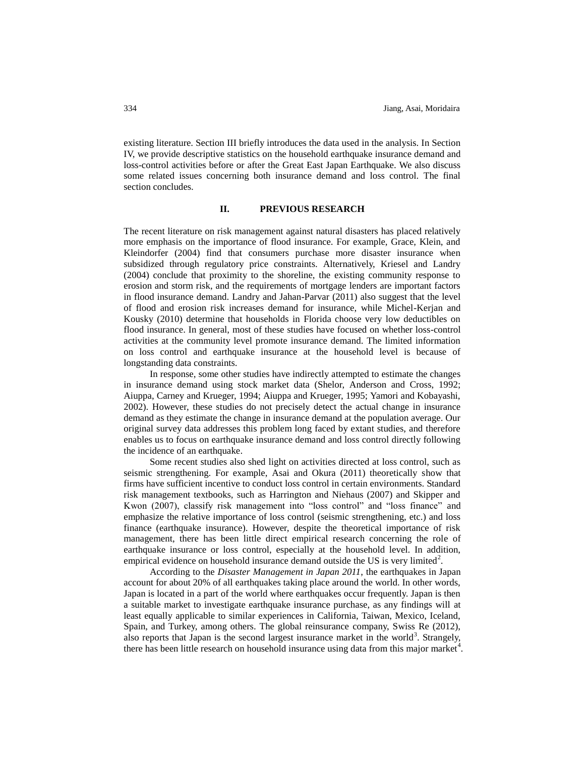existing literature. Section III briefly introduces the data used in the analysis. In Section IV, we provide descriptive statistics on the household earthquake insurance demand and loss-control activities before or after the Great East Japan Earthquake. We also discuss some related issues concerning both insurance demand and loss control. The final section concludes.

## II. PREVIOUS RESEARCH

The recent literature on risk management against natural disasters has placed relatively more emphasis on the importance of flood insurance. For example, Grace, Klein, and Kleindorfer (2004) find that consumers purchase more disaster insurance when subsidized through regulatory price constraints. Alternatively, Kriesel and Landry (2004) conclude that proximity to the shoreline, the existing community response to erosion and storm risk, and the requirements of mortgage lenders are important factors in flood insurance demand. Landry and Jahan-Parvar (2011) also suggest that the level of flood and erosion risk increases demand for insurance, while Michel-Kerjan and Kousky (2010) determine that households in Florida choose very low deductibles on flood insurance. In general, most of these studies have focused on whether loss-control activities at the community level promote insurance demand. The limited information on loss control and earthquake insurance at the household level is because of longstanding data constraints.

In response, some other studies have indirectly attempted to estimate the changes in insurance demand using stock market data (Shelor, Anderson and Cross, 1992; Aiuppa, Carney and Krueger, 1994; Aiuppa and Krueger, 1995; Yamori and Kobayashi, 2002). However, these studies do not precisely detect the actual change in insurance demand as they estimate the change in insurance demand at the population average. Our original survey data addresses this problem long faced by extant studies, and therefore enables us to focus on earthquake insurance demand and loss control directly following the incidence of an earthquake.

Some recent studies also shed light on activities directed at loss control, such as seismic strengthening. For example, Asai and Okura (2011) theoretically show that firms have sufficient incentive to conduct loss control in certain environments. Standard risk management textbooks, such as Harrington and Niehaus (2007) and Skipper and Kwon (2007), classify risk management into "loss control" and "loss finance" and emphasize the relative importance of loss control (seismic strengthening, etc.) and loss finance (earthquake insurance). However, despite the theoretical importance of risk management, there has been little direct empirical research concerning the role of earthquake insurance or loss control, especially at the household level. In addition, empirical evidence on household insurance demand outside the US is very limited[2].

According to the *Disaster Management in Japan 2011*, the earthquakes in Japan account for about 20% of all earthquakes taking place around the world. In other words, Japan is located in a part of the world where earthquakes occur frequently. Japan is then a suitable market to investigate earthquake insurance purchase, as any findings will at least equally applicable to similar experiences in California, Taiwan, Mexico, Iceland, Spain, and Turkey, among others. The global reinsurance company, Swiss Re (2012), also reports that Japan is the second largest insurance market in the world[3]. Strangely, there has been little research on household insurance using data from this major market[4].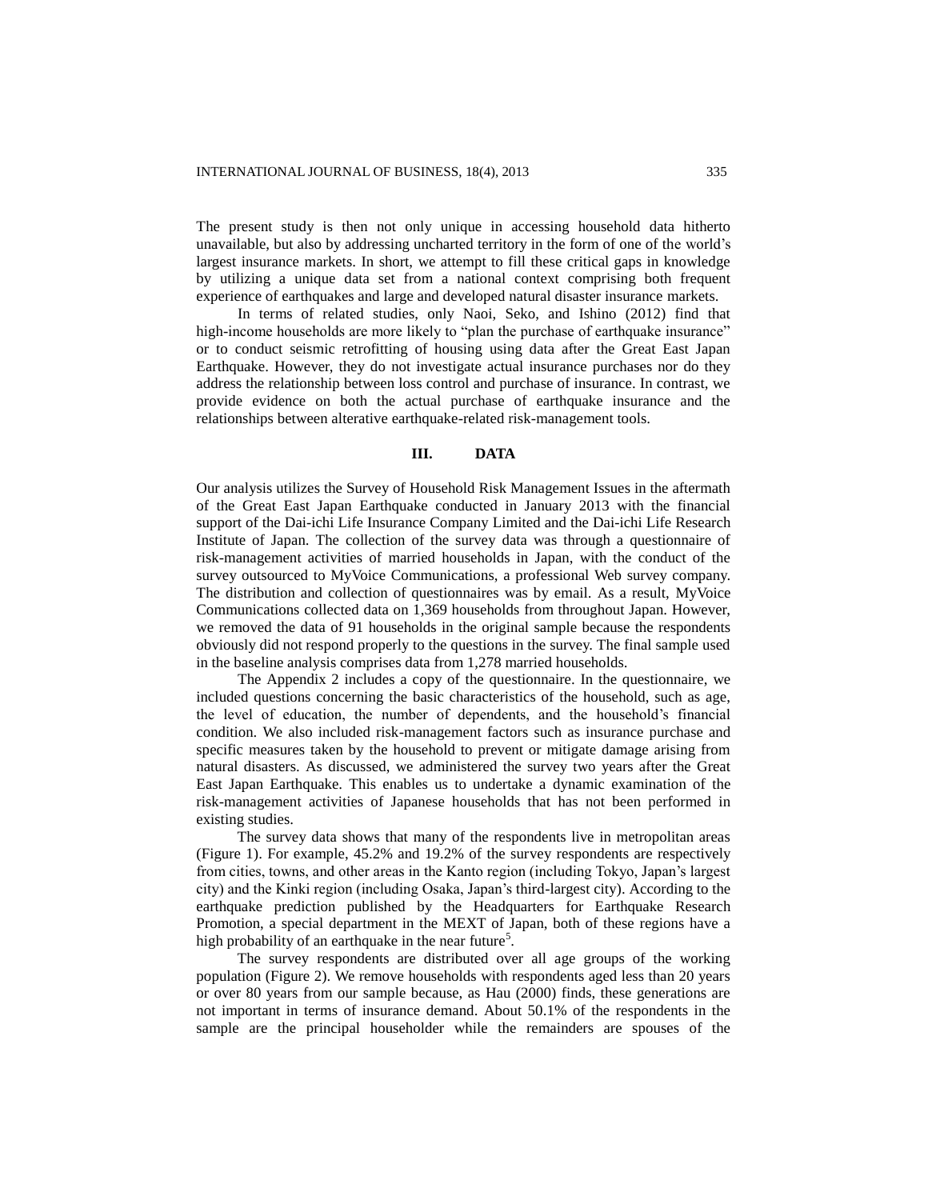The present study is then not only unique in accessing household data hitherto unavailable, but also by addressing uncharted territory in the form of one of the world's largest insurance markets. In short, we attempt to fill these critical gaps in knowledge by utilizing a unique data set from a national context comprising both frequent experience of earthquakes and large and developed natural disaster insurance markets.

In terms of related studies, only Naoi, Seko, and Ishino (2012) find that high-income households are more likely to "plan the purchase of earthquake insurance" or to conduct seismic retrofitting of housing using data after the Great East Japan Earthquake. However, they do not investigate actual insurance purchases nor do they address the relationship between loss control and purchase of insurance. In contrast, we provide evidence on both the actual purchase of earthquake insurance and the relationships between alterative earthquake-related risk-management tools.

## III. DATA

Our analysis utilizes the Survey of Household Risk Management Issues in the aftermath of the Great East Japan Earthquake conducted in January 2013 with the financial support of the Dai-ichi Life Insurance Company Limited and the Dai-ichi Life Research Institute of Japan. The collection of the survey data was through a questionnaire of risk-management activities of married households in Japan, with the conduct of the survey outsourced to MyVoice Communications, a professional Web survey company. The distribution and collection of questionnaires was by email. As a result, MyVoice Communications collected data on 1,369 households from throughout Japan. However, we removed the data of 91 households in the original sample because the respondents obviously did not respond properly to the questions in the survey. The final sample used in the baseline analysis comprises data from 1,278 married households.

The Appendix 2 includes a copy of the questionnaire. In the questionnaire, we included questions concerning the basic characteristics of the household, such as age, the level of education, the number of dependents, and the household's financial condition. We also included risk-management factors such as insurance purchase and specific measures taken by the household to prevent or mitigate damage arising from natural disasters. As discussed, we administered the survey two years after the Great East Japan Earthquake. This enables us to undertake a dynamic examination of the risk-management activities of Japanese households that has not been performed in existing studies.

The survey data shows that many of the respondents live in metropolitan areas (Figure 1). For example, 45.2% and 19.2% of the survey respondents are respectively from cities, towns, and other areas in the Kanto region (including Tokyo, Japan's largest city) and the Kinki region (including Osaka, Japan's third-largest city). According to the earthquake prediction published by the Headquarters for Earthquake Research Promotion, a special department in the MEXT of Japan, both of these regions have a high probability of an earthquake in the near future[5].

The survey respondents are distributed over all age groups of the working population (Figure 2). We remove households with respondents aged less than 20 years or over 80 years from our sample because, as Hau (2000) finds, these generations are not important in terms of insurance demand. About 50.1% of the respondents in the sample are the principal householder while the remainders are spouses of the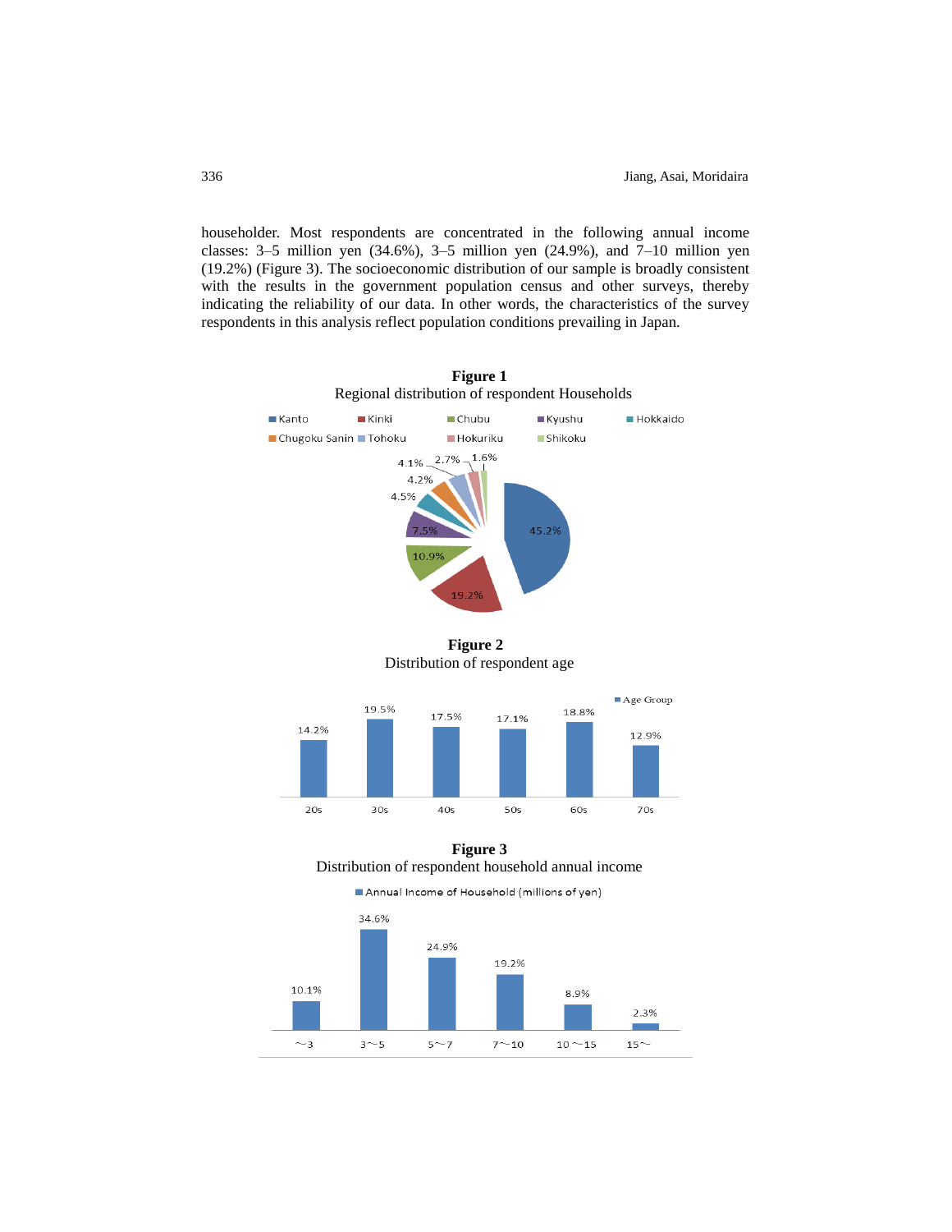householder. Most respondents are concentrated in the following annual income classes: 3–5 million yen (34.6%), 3–5 million yen (24.9%), and 7–10 million yen (19.2%) (Figure 3). The socioeconomic distribution of our sample is broadly consistent with the results in the government population census and other surveys, thereby indicating the reliability of our data. In other words, the characteristics of the survey respondents in this analysis reflect population conditions prevailing in Japan.

**Figure 1**
Regional distribution of respondent Households

Kanto 45.2%, Kinki 19.2%, Chubu 10.9%, Kyushu 7.5%, Hokkaido 4.5%, Chugoku Sanin 4.2%, Tohoku 4.1%, Hokuriku 2.7%, Shikoku 1.6%

**Figure 2**
Distribution of respondent age

| Age Group | 20s | 30s | 40s | 50s | 60s | 70s |
|---|---|---|---|---|---|---|
| % | 14.2% | 19.5% | 17.5% | 17.1% | 18.8% | 12.9% |

**Figure 3**
Distribution of respondent household annual income

| Annual Income of Household (millions of yen) | ~3 | 3~5 | 5~7 | 7~10 | 10 ~15 | 15~ |
|---|---|---|---|---|---|---|
| % | 10.1% | 34.6% | 24.9% | 19.2% | 8.9% | 2.3% |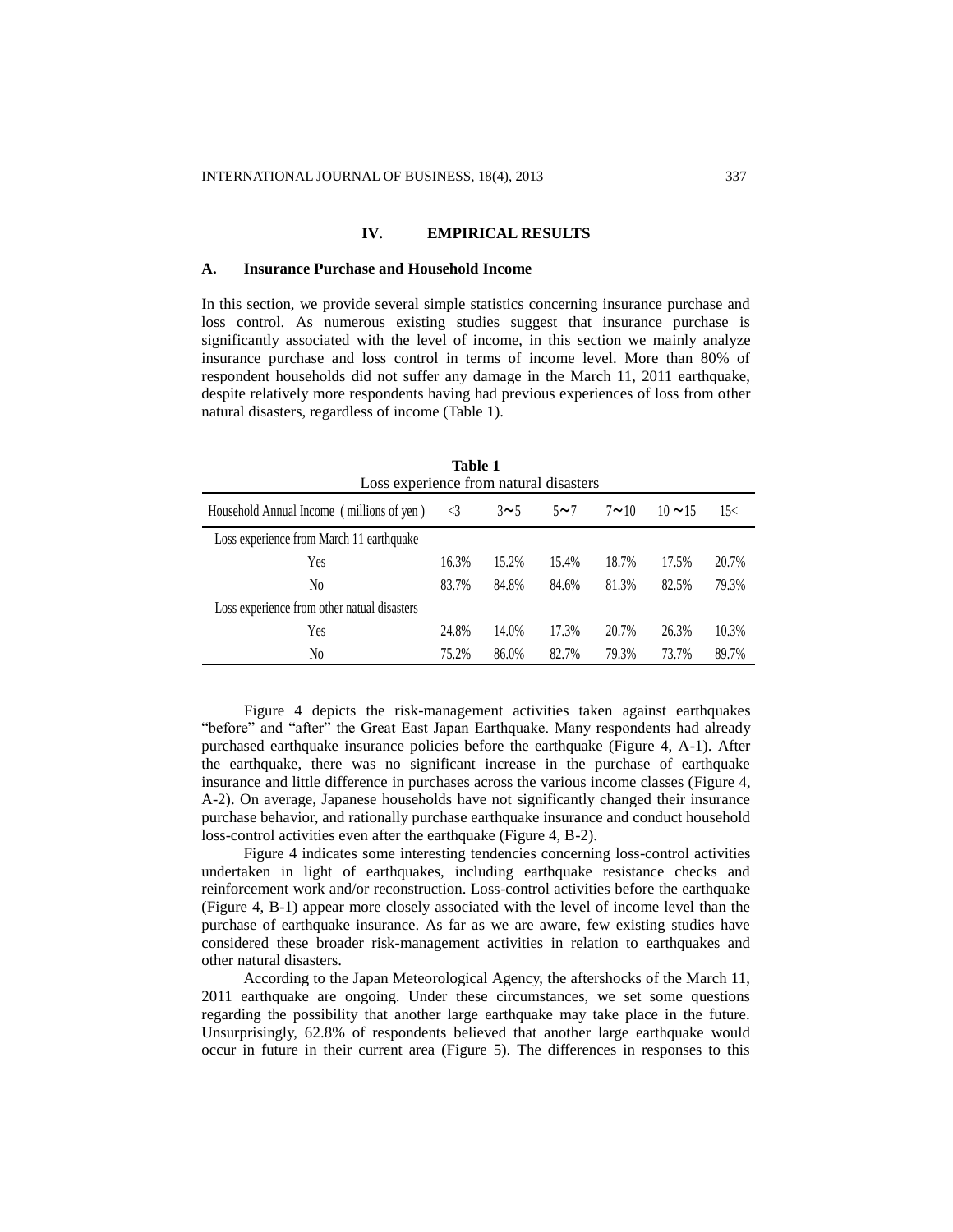## IV. EMPIRICAL RESULTS

### A. Insurance Purchase and Household Income

In this section, we provide several simple statistics concerning insurance purchase and loss control. As numerous existing studies suggest that insurance purchase is significantly associated with the level of income, in this section we mainly analyze insurance purchase and loss control in terms of income level. More than 80% of respondent households did not suffer any damage in the March 11, 2011 earthquake, despite relatively more respondents having had previous experiences of loss from other natural disasters, regardless of income (Table 1).

**Table 1**
Loss experience from natural disasters

| Household Annual Income（millions of yen） | <3 | 3～5 | 5～7 | 7～10 | 10～15 | 15< |
|---|---|---|---|---|---|---|
| Loss experience from March 11 earthquake | | | | | | |
| Yes | 16.3% | 15.2% | 15.4% | 18.7% | 17.5% | 20.7% |
| No | 83.7% | 84.8% | 84.6% | 81.3% | 82.5% | 79.3% |
| Loss experience from other natual disasters | | | | | | |
| Yes | 24.8% | 14.0% | 17.3% | 20.7% | 26.3% | 10.3% |
| No | 75.2% | 86.0% | 82.7% | 79.3% | 73.7% | 89.7% |

Figure 4 depicts the risk-management activities taken against earthquakes "before" and "after" the Great East Japan Earthquake. Many respondents had already purchased earthquake insurance policies before the earthquake (Figure 4, A-1). After the earthquake, there was no significant increase in the purchase of earthquake insurance and little difference in purchases across the various income classes (Figure 4, A-2). On average, Japanese households have not significantly changed their insurance purchase behavior, and rationally purchase earthquake insurance and conduct household loss-control activities even after the earthquake (Figure 4, B-2).

Figure 4 indicates some interesting tendencies concerning loss-control activities undertaken in light of earthquakes, including earthquake resistance checks and reinforcement work and/or reconstruction. Loss-control activities before the earthquake (Figure 4, B-1) appear more closely associated with the level of income level than the purchase of earthquake insurance. As far as we are aware, few existing studies have considered these broader risk-management activities in relation to earthquakes and other natural disasters.

According to the Japan Meteorological Agency, the aftershocks of the March 11, 2011 earthquake are ongoing. Under these circumstances, we set some questions regarding the possibility that another large earthquake may take place in the future. Unsurprisingly, 62.8% of respondents believed that another large earthquake would occur in future in their current area (Figure 5). The differences in responses to this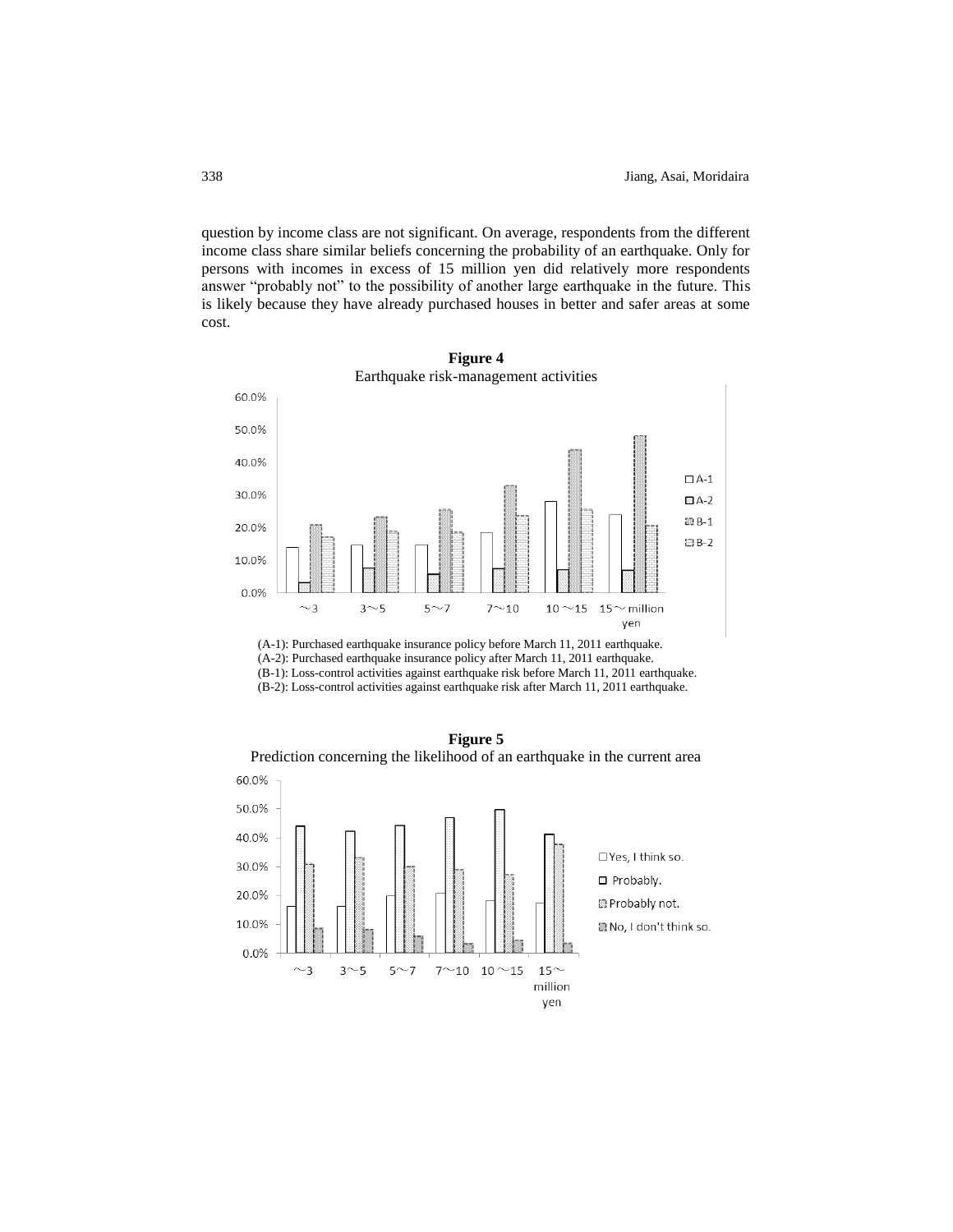question by income class are not significant. On average, respondents from the different income class share similar beliefs concerning the probability of an earthquake. Only for persons with incomes in excess of 15 million yen did relatively more respondents answer "probably not" to the possibility of another large earthquake in the future. This is likely because they have already purchased houses in better and safer areas at some cost.

**Figure 4**
Earthquake risk-management activities

(A-1): Purchased earthquake insurance policy before March 11, 2011 earthquake.
(A-2): Purchased earthquake insurance policy after March 11, 2011 earthquake.
(B-1): Loss-control activities against earthquake risk before March 11, 2011 earthquake.
(B-2): Loss-control activities against earthquake risk after March 11, 2011 earthquake.

**Figure 5**
Prediction concerning the likelihood of an earthquake in the current area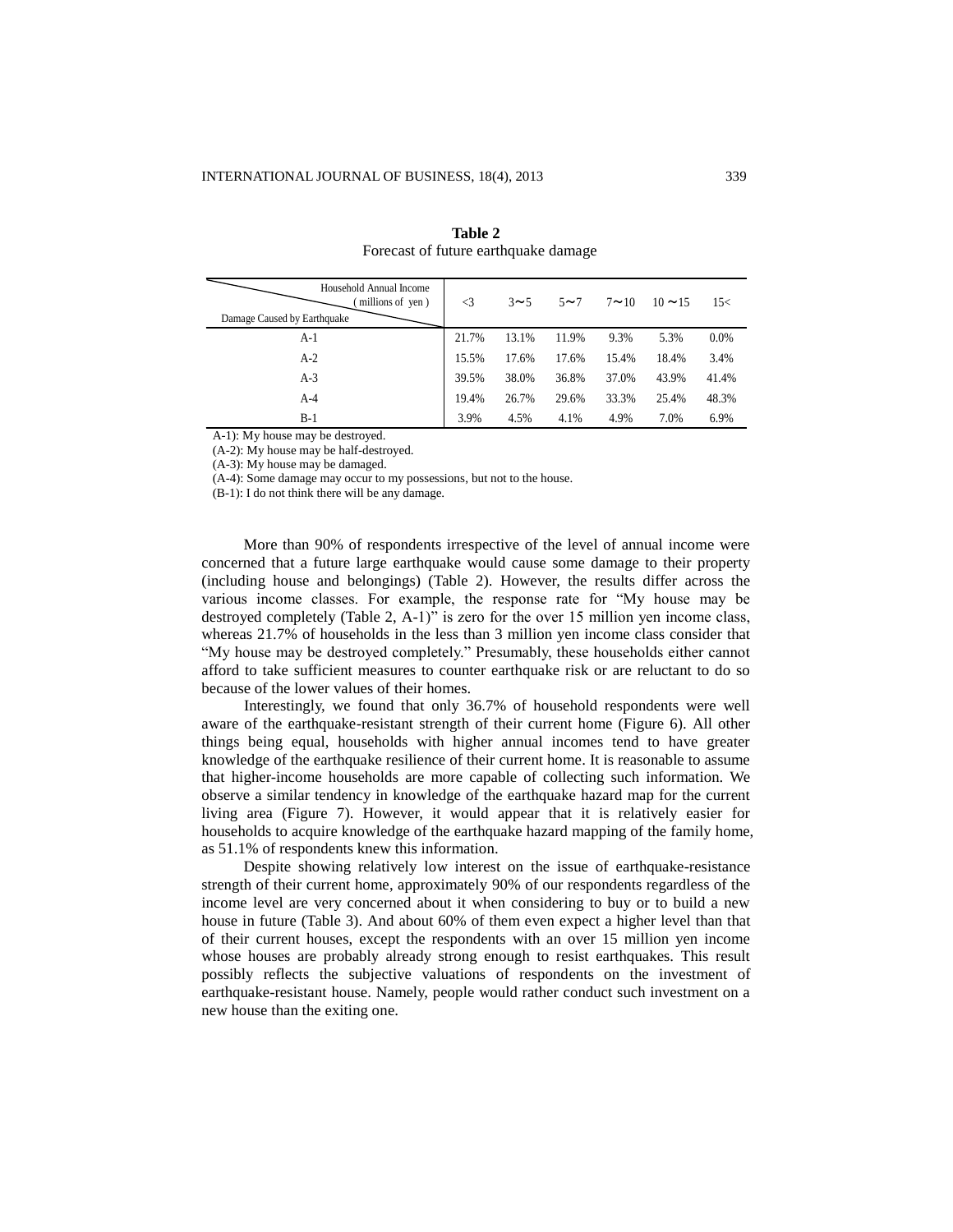**Table 2**
Forecast of future earthquake damage

| Household Annual Income (millions of yen) / Damage Caused by Earthquake | <3 | 3～5 | 5～7 | 7～10 | 10～15 | 15< |
|---|---|---|---|---|---|---|
| A-1 | 21.7% | 13.1% | 11.9% | 9.3% | 5.3% | 0.0% |
| A-2 | 15.5% | 17.6% | 17.6% | 15.4% | 18.4% | 3.4% |
| A-3 | 39.5% | 38.0% | 36.8% | 37.0% | 43.9% | 41.4% |
| A-4 | 19.4% | 26.7% | 29.6% | 33.3% | 25.4% | 48.3% |
| B-1 | 3.9% | 4.5% | 4.1% | 4.9% | 7.0% | 6.9% |

A-1): My house may be destroyed.
(A-2): My house may be half-destroyed.
(A-3): My house may be damaged.
(A-4): Some damage may occur to my possessions, but not to the house.
(B-1): I do not think there will be any damage.

More than 90% of respondents irrespective of the level of annual income were concerned that a future large earthquake would cause some damage to their property (including house and belongings) (Table 2). However, the results differ across the various income classes. For example, the response rate for "My house may be destroyed completely (Table 2, A-1)" is zero for the over 15 million yen income class, whereas 21.7% of households in the less than 3 million yen income class consider that "My house may be destroyed completely." Presumably, these households either cannot afford to take sufficient measures to counter earthquake risk or are reluctant to do so because of the lower values of their homes.

Interestingly, we found that only 36.7% of household respondents were well aware of the earthquake-resistant strength of their current home (Figure 6). All other things being equal, households with higher annual incomes tend to have greater knowledge of the earthquake resilience of their current home. It is reasonable to assume that higher-income households are more capable of collecting such information. We observe a similar tendency in knowledge of the earthquake hazard map for the current living area (Figure 7). However, it would appear that it is relatively easier for households to acquire knowledge of the earthquake hazard mapping of the family home, as 51.1% of respondents knew this information.

Despite showing relatively low interest on the issue of earthquake-resistance strength of their current home, approximately 90% of our respondents regardless of the income level are very concerned about it when considering to buy or to build a new house in future (Table 3). And about 60% of them even expect a higher level than that of their current houses, except the respondents with an over 15 million yen income whose houses are probably already strong enough to resist earthquakes. This result possibly reflects the subjective valuations of respondents on the investment of earthquake-resistant house. Namely, people would rather conduct such investment on a new house than the exiting one.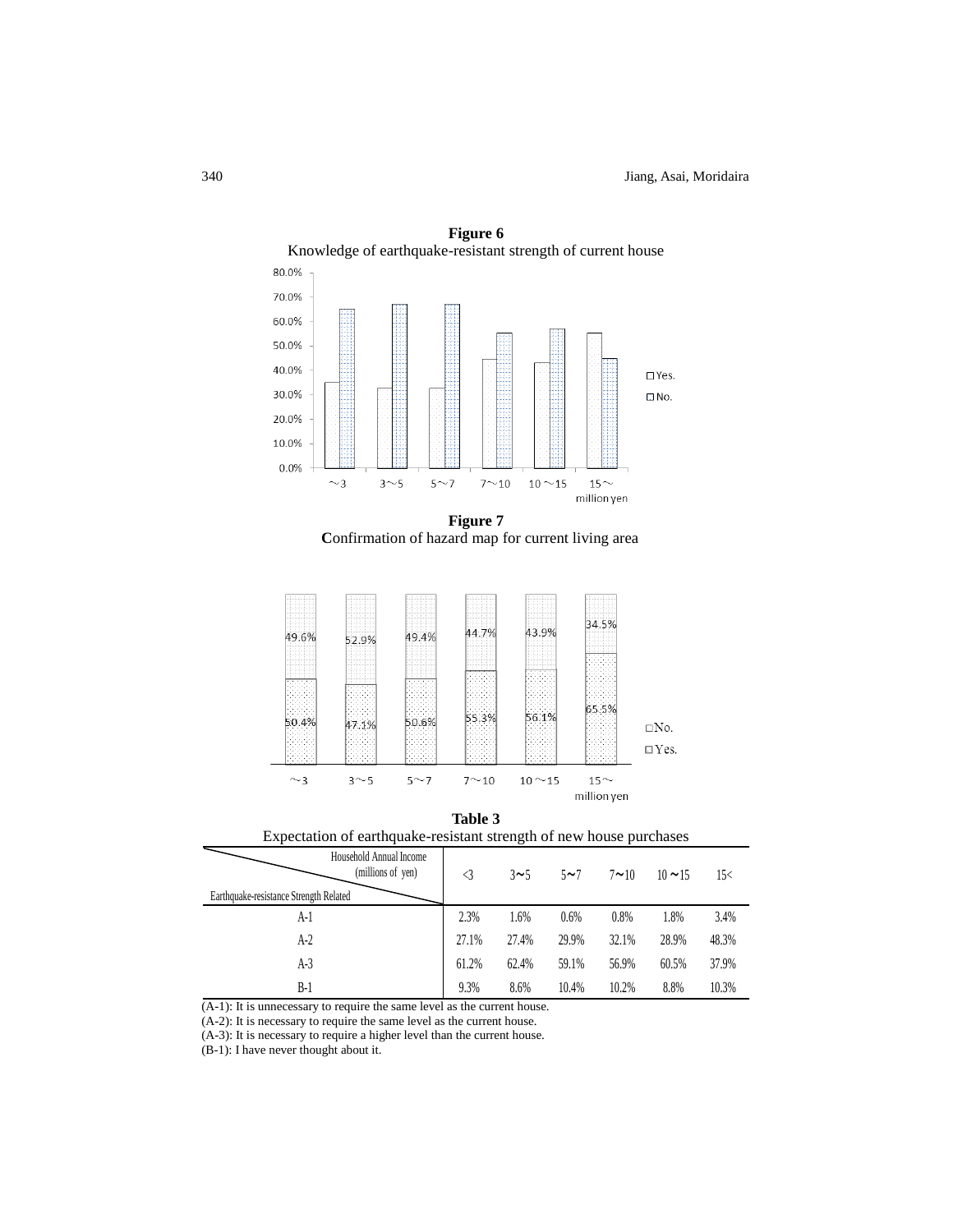**Figure 6**
Knowledge of earthquake-resistant strength of current house

**Figure 7**
**C**onfirmation of hazard map for current living area

**Table 3**
Expectation of earthquake-resistant strength of new house purchases

| Earthquake-resistance Strength Related \ Household Annual Income (millions of yen) | <3 | 3~5 | 5~7 | 7~10 | 10 ~15 | 15< |
|---|---|---|---|---|---|---|
| A-1 | 2.3% | 1.6% | 0.6% | 0.8% | 1.8% | 3.4% |
| A-2 | 27.1% | 27.4% | 29.9% | 32.1% | 28.9% | 48.3% |
| A-3 | 61.2% | 62.4% | 59.1% | 56.9% | 60.5% | 37.9% |
| B-1 | 9.3% | 8.6% | 10.4% | 10.2% | 8.8% | 10.3% |

(A-1): It is unnecessary to require the same level as the current house.
(A-2): It is necessary to require the same level as the current house.
(A-3): It is necessary to require a higher level than the current house.
(B-1): I have never thought about it.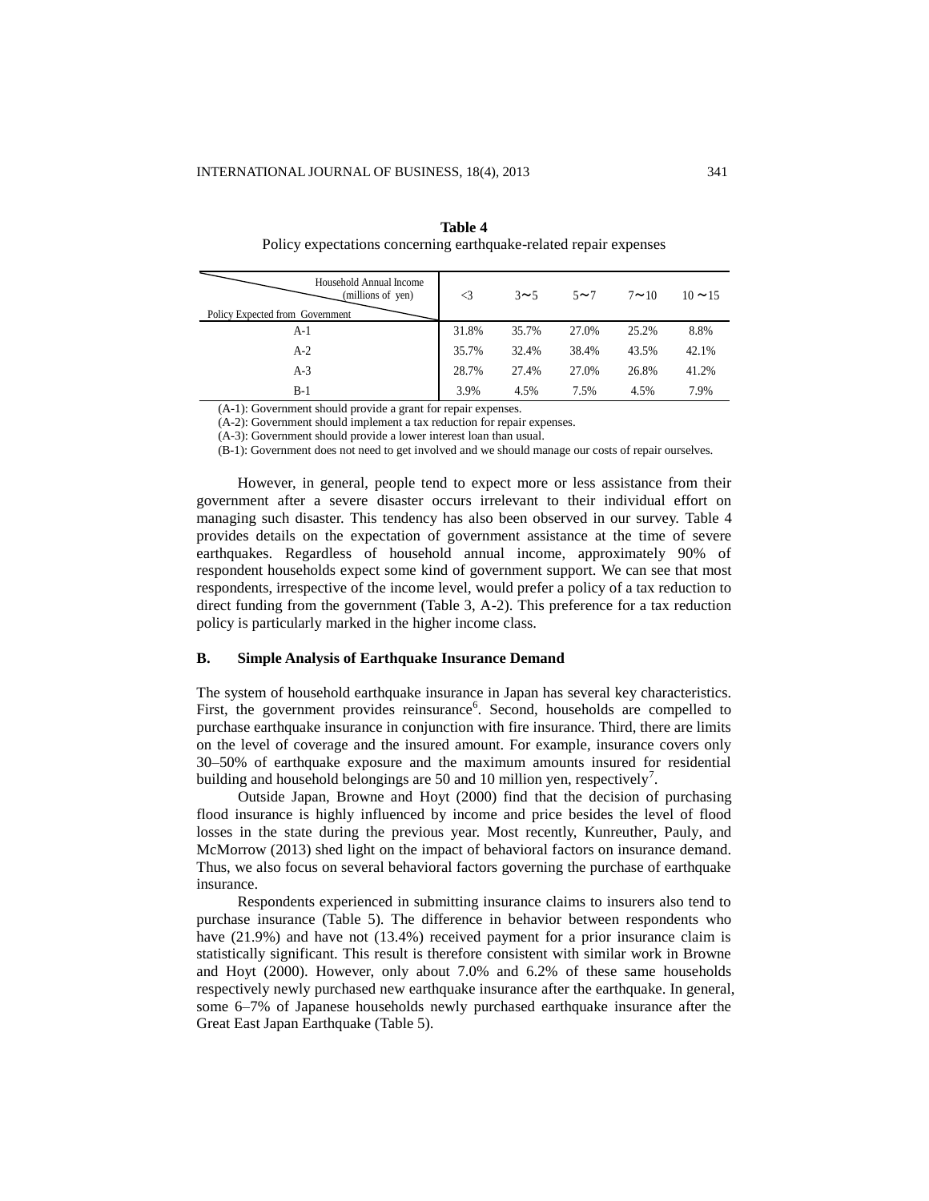**Table 4**
Policy expectations concerning earthquake-related repair expenses

| Policy Expected from Government \ Household Annual Income (millions of yen) | <3 | 3～5 | 5～7 | 7～10 | 10～15 |
|---|---|---|---|---|---|
| A-1 | 31.8% | 35.7% | 27.0% | 25.2% | 8.8% |
| A-2 | 35.7% | 32.4% | 38.4% | 43.5% | 42.1% |
| A-3 | 28.7% | 27.4% | 27.0% | 26.8% | 41.2% |
| B-1 | 3.9% | 4.5% | 7.5% | 4.5% | 7.9% |

(A-1): Government should provide a grant for repair expenses.
(A-2): Government should implement a tax reduction for repair expenses.
(A-3): Government should provide a lower interest loan than usual.
(B-1): Government does not need to get involved and we should manage our costs of repair ourselves.

However, in general, people tend to expect more or less assistance from their government after a severe disaster occurs irrelevant to their individual effort on managing such disaster. This tendency has also been observed in our survey. Table 4 provides details on the expectation of government assistance at the time of severe earthquakes. Regardless of household annual income, approximately 90% of respondent households expect some kind of government support. We can see that most respondents, irrespective of the income level, would prefer a policy of a tax reduction to direct funding from the government (Table 3, A-2). This preference for a tax reduction policy is particularly marked in the higher income class.

### B. Simple Analysis of Earthquake Insurance Demand

The system of household earthquake insurance in Japan has several key characteristics. First, the government provides reinsurance[6]. Second, households are compelled to purchase earthquake insurance in conjunction with fire insurance. Third, there are limits on the level of coverage and the insured amount. For example, insurance covers only 30–50% of earthquake exposure and the maximum amounts insured for residential building and household belongings are 50 and 10 million yen, respectively[7].

Outside Japan, Browne and Hoyt (2000) find that the decision of purchasing flood insurance is highly influenced by income and price besides the level of flood losses in the state during the previous year. Most recently, Kunreuther, Pauly, and McMorrow (2013) shed light on the impact of behavioral factors on insurance demand. Thus, we also focus on several behavioral factors governing the purchase of earthquake insurance.

Respondents experienced in submitting insurance claims to insurers also tend to purchase insurance (Table 5). The difference in behavior between respondents who have (21.9%) and have not (13.4%) received payment for a prior insurance claim is statistically significant. This result is therefore consistent with similar work in Browne and Hoyt (2000). However, only about 7.0% and 6.2% of these same households respectively newly purchased new earthquake insurance after the earthquake. In general, some 6–7% of Japanese households newly purchased earthquake insurance after the Great East Japan Earthquake (Table 5).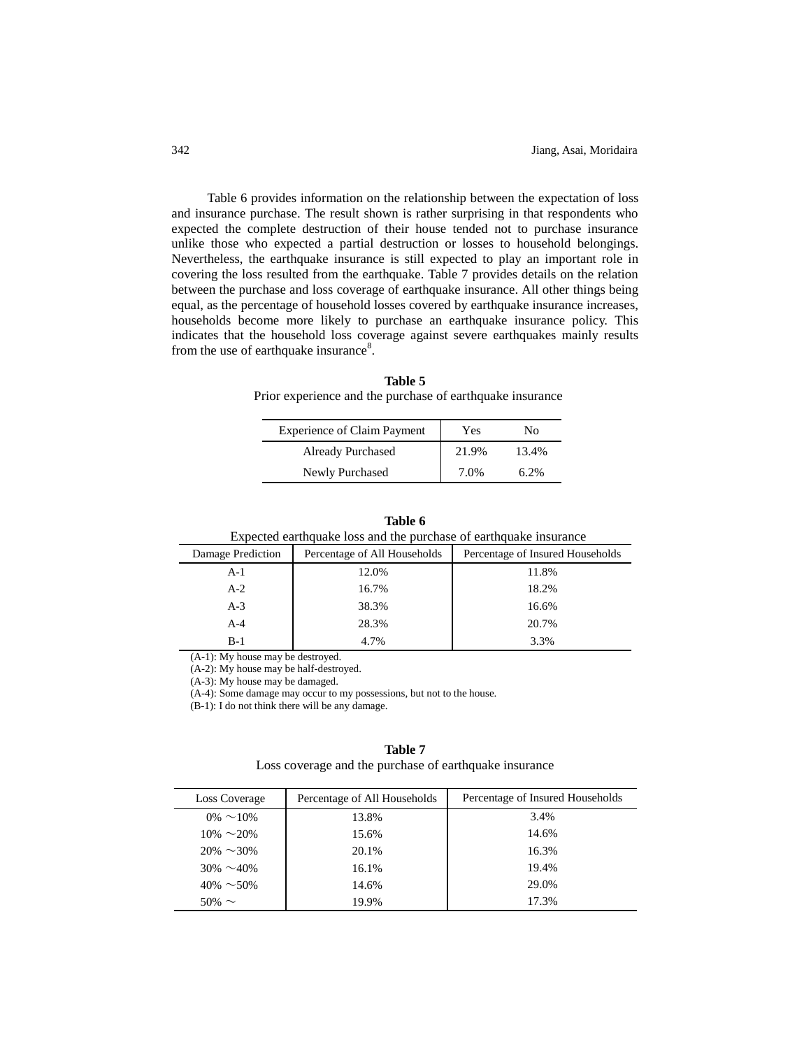Table 6 provides information on the relationship between the expectation of loss and insurance purchase. The result shown is rather surprising in that respondents who expected the complete destruction of their house tended not to purchase insurance unlike those who expected a partial destruction or losses to household belongings. Nevertheless, the earthquake insurance is still expected to play an important role in covering the loss resulted from the earthquake. Table 7 provides details on the relation between the purchase and loss coverage of earthquake insurance. All other things being equal, as the percentage of household losses covered by earthquake insurance increases, households become more likely to purchase an earthquake insurance policy. This indicates that the household loss coverage against severe earthquakes mainly results from the use of earthquake insurance[8].

**Table 5**
Prior experience and the purchase of earthquake insurance

| Experience of Claim Payment | Yes | No |
|---|---|---|
| Already Purchased | 21.9% | 13.4% |
| Newly Purchased | 7.0% | 6.2% |

**Table 6**
Expected earthquake loss and the purchase of earthquake insurance

| Damage Prediction | Percentage of All Households | Percentage of Insured Households |
|---|---|---|
| A-1 | 12.0% | 11.8% |
| A-2 | 16.7% | 18.2% |
| A-3 | 38.3% | 16.6% |
| A-4 | 28.3% | 20.7% |
| B-1 | 4.7% | 3.3% |

(A-1): My house may be destroyed.
(A-2): My house may be half-destroyed.
(A-3): My house may be damaged.
(A-4): Some damage may occur to my possessions, but not to the house.
(B-1): I do not think there will be any damage.

**Table 7**
Loss coverage and the purchase of earthquake insurance

| Loss Coverage | Percentage of All Households | Percentage of Insured Households |
|---|---|---|
| 0% ～10% | 13.8% | 3.4% |
| 10% ～20% | 15.6% | 14.6% |
| 20% ～30% | 20.1% | 16.3% |
| 30% ～40% | 16.1% | 19.4% |
| 40% ～50% | 14.6% | 29.0% |
| 50% ～ | 19.9% | 17.3% |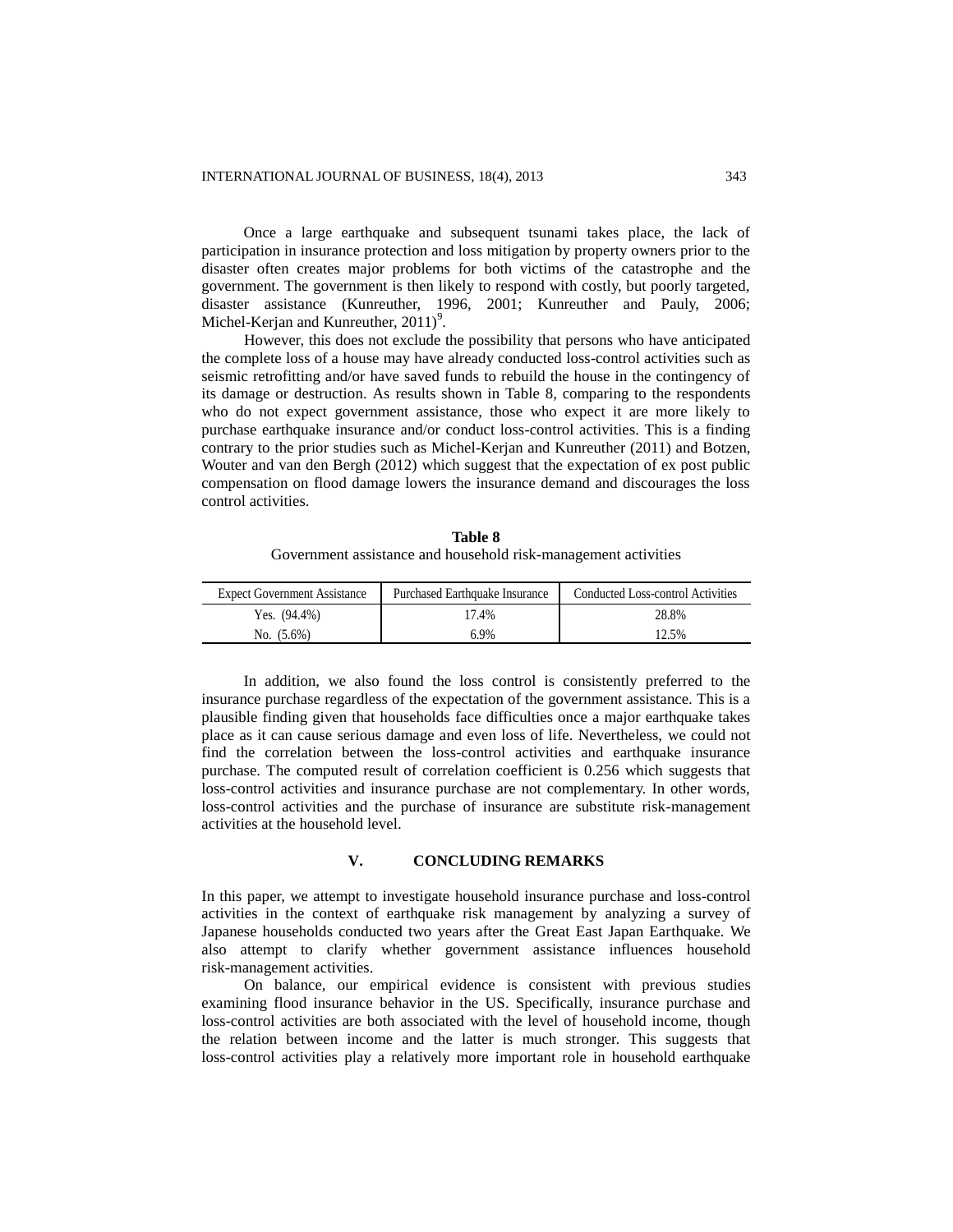Once a large earthquake and subsequent tsunami takes place, the lack of participation in insurance protection and loss mitigation by property owners prior to the disaster often creates major problems for both victims of the catastrophe and the government. The government is then likely to respond with costly, but poorly targeted, disaster assistance (Kunreuther, 1996, 2001; Kunreuther and Pauly, 2006; Michel-Kerjan and Kunreuther, 2011)[9].

However, this does not exclude the possibility that persons who have anticipated the complete loss of a house may have already conducted loss-control activities such as seismic retrofitting and/or have saved funds to rebuild the house in the contingency of its damage or destruction. As results shown in Table 8, comparing to the respondents who do not expect government assistance, those who expect it are more likely to purchase earthquake insurance and/or conduct loss-control activities. This is a finding contrary to the prior studies such as Michel-Kerjan and Kunreuther (2011) and Botzen, Wouter and van den Bergh (2012) which suggest that the expectation of ex post public compensation on flood damage lowers the insurance demand and discourages the loss control activities.

**Table 8**
Government assistance and household risk-management activities

| Expect Government Assistance | Purchased Earthquake Insurance | Conducted Loss-control Activities |
|---|---|---|
| Yes. (94.4%) | 17.4% | 28.8% |
| No. (5.6%) | 6.9% | 12.5% |

In addition, we also found the loss control is consistently preferred to the insurance purchase regardless of the expectation of the government assistance. This is a plausible finding given that households face difficulties once a major earthquake takes place as it can cause serious damage and even loss of life. Nevertheless, we could not find the correlation between the loss-control activities and earthquake insurance purchase. The computed result of correlation coefficient is 0.256 which suggests that loss-control activities and insurance purchase are not complementary. In other words, loss-control activities and the purchase of insurance are substitute risk-management activities at the household level.

## V. CONCLUDING REMARKS

In this paper, we attempt to investigate household insurance purchase and loss-control activities in the context of earthquake risk management by analyzing a survey of Japanese households conducted two years after the Great East Japan Earthquake. We also attempt to clarify whether government assistance influences household risk-management activities.

On balance, our empirical evidence is consistent with previous studies examining flood insurance behavior in the US. Specifically, insurance purchase and loss-control activities are both associated with the level of household income, though the relation between income and the latter is much stronger. This suggests that loss-control activities play a relatively more important role in household earthquake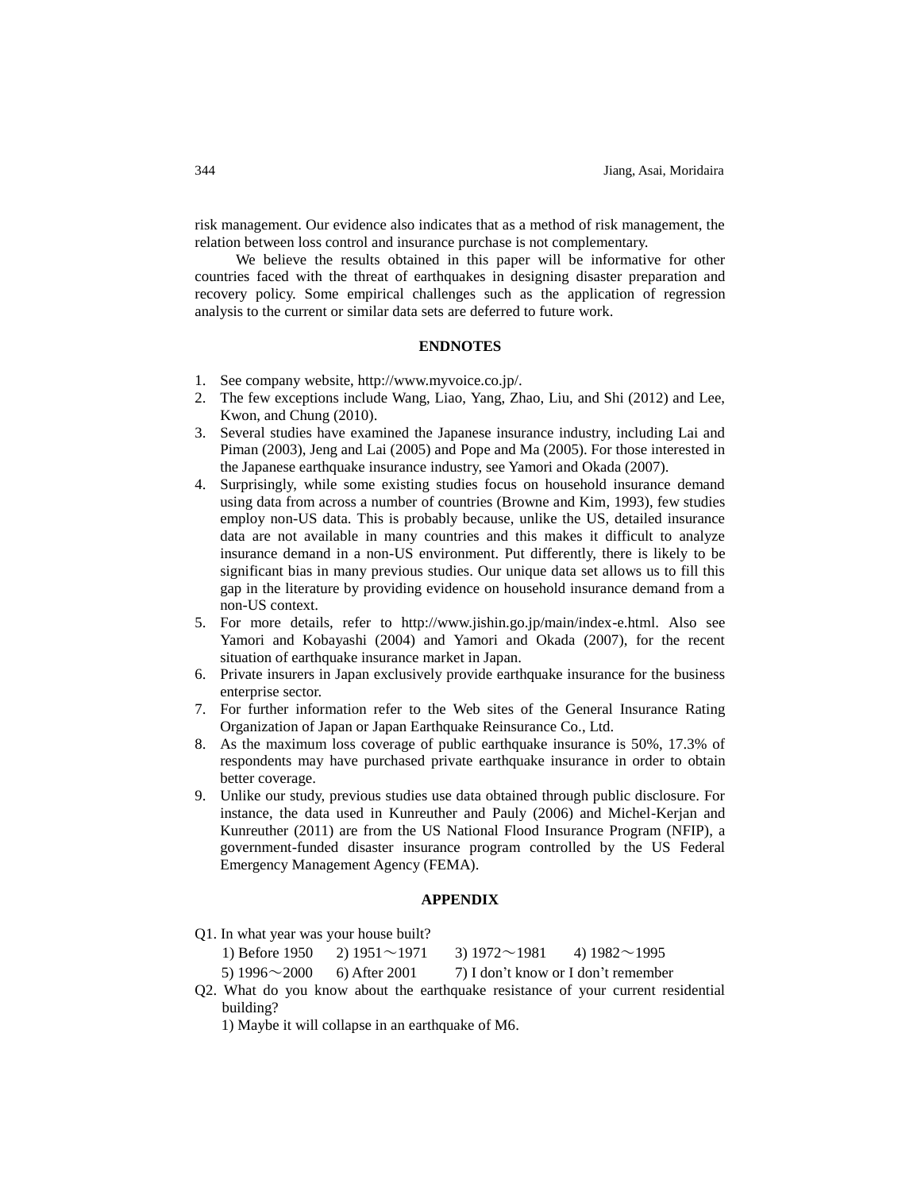risk management. Our evidence also indicates that as a method of risk management, the relation between loss control and insurance purchase is not complementary.

We believe the results obtained in this paper will be informative for other countries faced with the threat of earthquakes in designing disaster preparation and recovery policy. Some empirical challenges such as the application of regression analysis to the current or similar data sets are deferred to future work.

## ENDNOTES

1. See company website, http://www.myvoice.co.jp/.
2. The few exceptions include Wang, Liao, Yang, Zhao, Liu, and Shi (2012) and Lee, Kwon, and Chung (2010).
3. Several studies have examined the Japanese insurance industry, including Lai and Piman (2003), Jeng and Lai (2005) and Pope and Ma (2005). For those interested in the Japanese earthquake insurance industry, see Yamori and Okada (2007).
4. Surprisingly, while some existing studies focus on household insurance demand using data from across a number of countries (Browne and Kim, 1993), few studies employ non-US data. This is probably because, unlike the US, detailed insurance data are not available in many countries and this makes it difficult to analyze insurance demand in a non-US environment. Put differently, there is likely to be significant bias in many previous studies. Our unique data set allows us to fill this gap in the literature by providing evidence on household insurance demand from a non-US context.
5. For more details, refer to http://www.jishin.go.jp/main/index-e.html. Also see Yamori and Kobayashi (2004) and Yamori and Okada (2007), for the recent situation of earthquake insurance market in Japan.
6. Private insurers in Japan exclusively provide earthquake insurance for the business enterprise sector.
7. For further information refer to the Web sites of the General Insurance Rating Organization of Japan or Japan Earthquake Reinsurance Co., Ltd.
8. As the maximum loss coverage of public earthquake insurance is 50%, 17.3% of respondents may have purchased private earthquake insurance in order to obtain better coverage.
9. Unlike our study, previous studies use data obtained through public disclosure. For instance, the data used in Kunreuther and Pauly (2006) and Michel-Kerjan and Kunreuther (2011) are from the US National Flood Insurance Program (NFIP), a government-funded disaster insurance program controlled by the US Federal Emergency Management Agency (FEMA).

## APPENDIX

Q1. In what year was your house built?

1) Before 1950　2) 1951～1971　3) 1972～1981　4) 1982～1995
5) 1996～2000　6) After 2001　7) I don't know or I don't remember

Q2. What do you know about the earthquake resistance of your current residential building?

1) Maybe it will collapse in an earthquake of M6.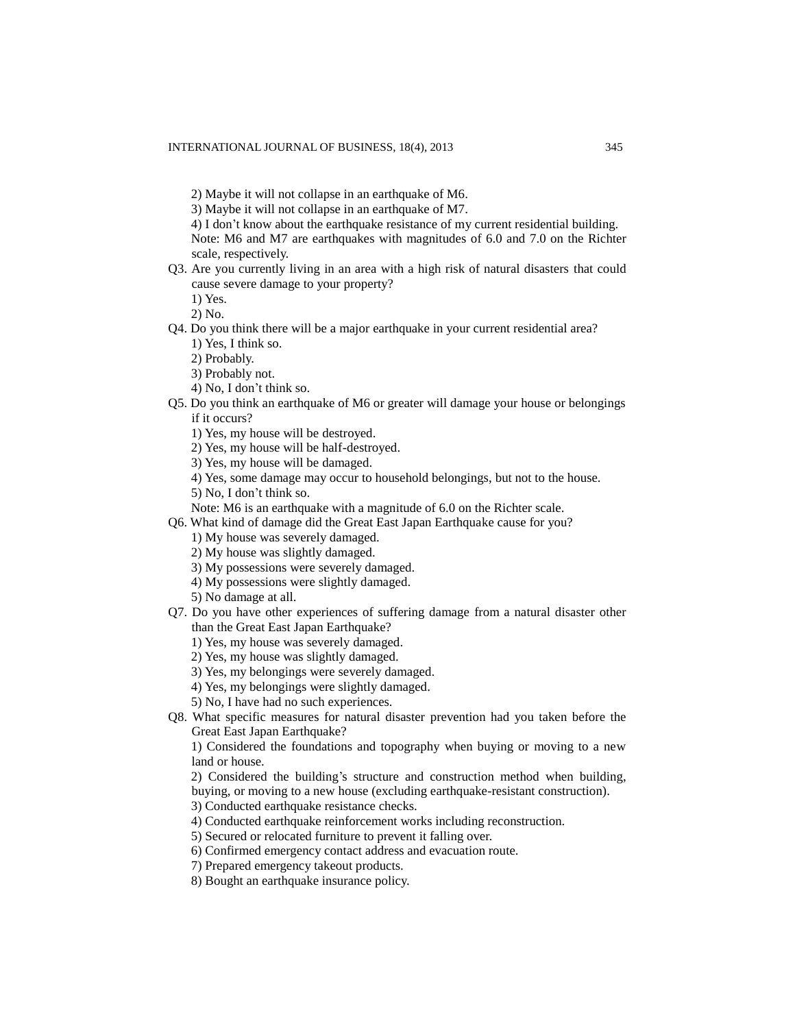2) Maybe it will not collapse in an earthquake of M6.

3) Maybe it will not collapse in an earthquake of M7.

4) I don't know about the earthquake resistance of my current residential building.

Note: M6 and M7 are earthquakes with magnitudes of 6.0 and 7.0 on the Richter scale, respectively.

Q3. Are you currently living in an area with a high risk of natural disasters that could cause severe damage to your property?

1) Yes.

2) No.

Q4. Do you think there will be a major earthquake in your current residential area?

1) Yes, I think so.

2) Probably.

3) Probably not.

4) No, I don't think so.

Q5. Do you think an earthquake of M6 or greater will damage your house or belongings if it occurs?

1) Yes, my house will be destroyed.

2) Yes, my house will be half-destroyed.

3) Yes, my house will be damaged.

4) Yes, some damage may occur to household belongings, but not to the house.

5) No, I don't think so.

Note: M6 is an earthquake with a magnitude of 6.0 on the Richter scale.

Q6. What kind of damage did the Great East Japan Earthquake cause for you?

1) My house was severely damaged.

2) My house was slightly damaged.

3) My possessions were severely damaged.

4) My possessions were slightly damaged.

5) No damage at all.

Q7. Do you have other experiences of suffering damage from a natural disaster other than the Great East Japan Earthquake?

1) Yes, my house was severely damaged.

2) Yes, my house was slightly damaged.

3) Yes, my belongings were severely damaged.

4) Yes, my belongings were slightly damaged.

5) No, I have had no such experiences.

Q8. What specific measures for natural disaster prevention had you taken before the Great East Japan Earthquake?

1) Considered the foundations and topography when buying or moving to a new land or house.

2) Considered the building's structure and construction method when building, buying, or moving to a new house (excluding earthquake-resistant construction).

3) Conducted earthquake resistance checks.

4) Conducted earthquake reinforcement works including reconstruction.

5) Secured or relocated furniture to prevent it falling over.

6) Confirmed emergency contact address and evacuation route.

7) Prepared emergency takeout products.

8) Bought an earthquake insurance policy.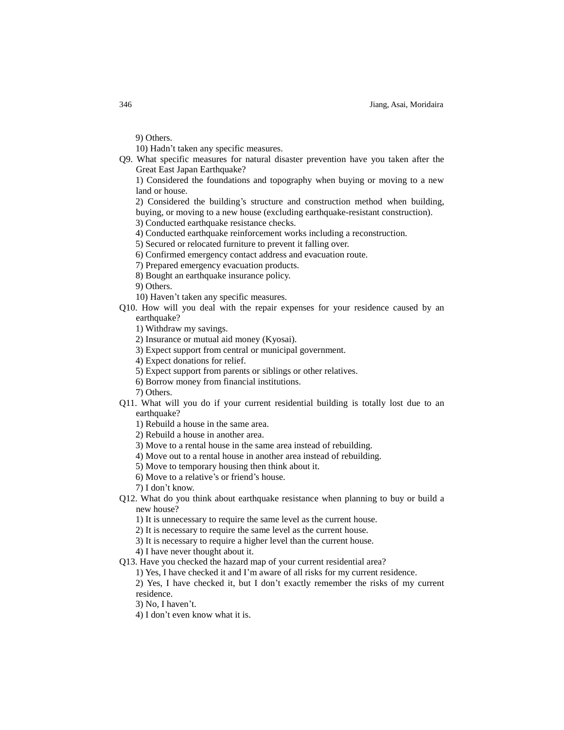9) Others.

10) Hadn't taken any specific measures.

Q9. What specific measures for natural disaster prevention have you taken after the Great East Japan Earthquake?

1) Considered the foundations and topography when buying or moving to a new land or house.

2) Considered the building's structure and construction method when building, buying, or moving to a new house (excluding earthquake-resistant construction).

3) Conducted earthquake resistance checks.

4) Conducted earthquake reinforcement works including a reconstruction.

5) Secured or relocated furniture to prevent it falling over.

6) Confirmed emergency contact address and evacuation route.

7) Prepared emergency evacuation products.

8) Bought an earthquake insurance policy.

9) Others.

10) Haven't taken any specific measures.

Q10. How will you deal with the repair expenses for your residence caused by an earthquake?

1) Withdraw my savings.

2) Insurance or mutual aid money (Kyosai).

3) Expect support from central or municipal government.

4) Expect donations for relief.

5) Expect support from parents or siblings or other relatives.

6) Borrow money from financial institutions.

7) Others.

Q11. What will you do if your current residential building is totally lost due to an earthquake?

1) Rebuild a house in the same area.

2) Rebuild a house in another area.

3) Move to a rental house in the same area instead of rebuilding.

4) Move out to a rental house in another area instead of rebuilding.

5) Move to temporary housing then think about it.

6) Move to a relative's or friend's house.

7) I don't know.

Q12. What do you think about earthquake resistance when planning to buy or build a new house?

1) It is unnecessary to require the same level as the current house.

2) It is necessary to require the same level as the current house.

3) It is necessary to require a higher level than the current house.

4) I have never thought about it.

Q13. Have you checked the hazard map of your current residential area?

1) Yes, I have checked it and I'm aware of all risks for my current residence.

2) Yes, I have checked it, but I don't exactly remember the risks of my current residence.

3) No, I haven't.

4) I don't even know what it is.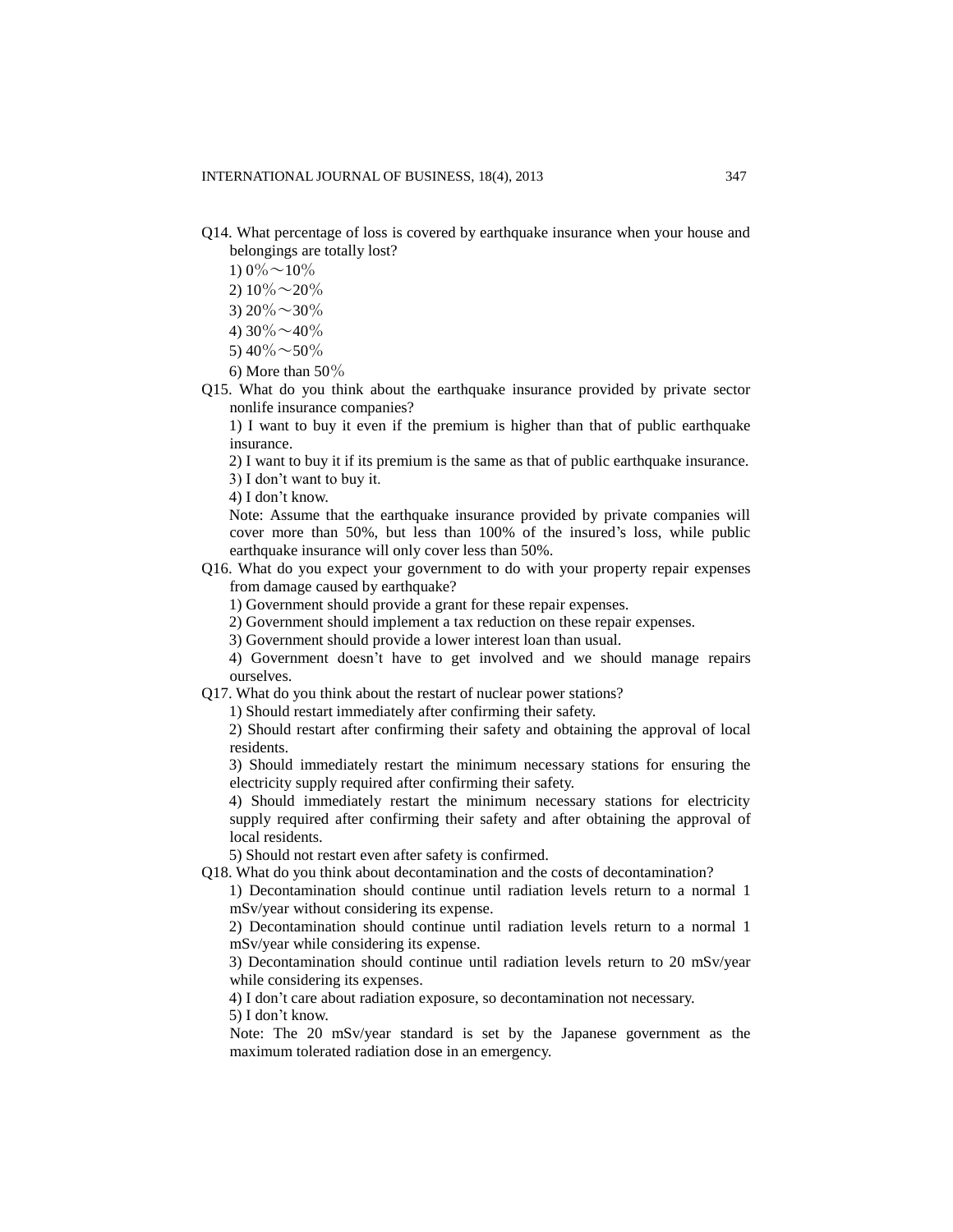Q14. What percentage of loss is covered by earthquake insurance when your house and belongings are totally lost?

1) 0％～10％
2) 10％～20％
3) 20％～30％
4) 30％～40％
5) 40％～50％
6) More than 50％

Q15. What do you think about the earthquake insurance provided by private sector nonlife insurance companies?

1) I want to buy it even if the premium is higher than that of public earthquake insurance.
2) I want to buy it if its premium is the same as that of public earthquake insurance.
3) I don't want to buy it.
4) I don't know.

Note: Assume that the earthquake insurance provided by private companies will cover more than 50%, but less than 100% of the insured's loss, while public earthquake insurance will only cover less than 50%.

Q16. What do you expect your government to do with your property repair expenses from damage caused by earthquake?

1) Government should provide a grant for these repair expenses.
2) Government should implement a tax reduction on these repair expenses.
3) Government should provide a lower interest loan than usual.
4) Government doesn't have to get involved and we should manage repairs ourselves.

Q17. What do you think about the restart of nuclear power stations?

1) Should restart immediately after confirming their safety.
2) Should restart after confirming their safety and obtaining the approval of local residents.
3) Should immediately restart the minimum necessary stations for ensuring the electricity supply required after confirming their safety.
4) Should immediately restart the minimum necessary stations for electricity supply required after confirming their safety and after obtaining the approval of local residents.
5) Should not restart even after safety is confirmed.

Q18. What do you think about decontamination and the costs of decontamination?

1) Decontamination should continue until radiation levels return to a normal 1 mSv/year without considering its expense.
2) Decontamination should continue until radiation levels return to a normal 1 mSv/year while considering its expense.
3) Decontamination should continue until radiation levels return to 20 mSv/year while considering its expenses.
4) I don't care about radiation exposure, so decontamination not necessary.
5) I don't know.

Note: The 20 mSv/year standard is set by the Japanese government as the maximum tolerated radiation dose in an emergency.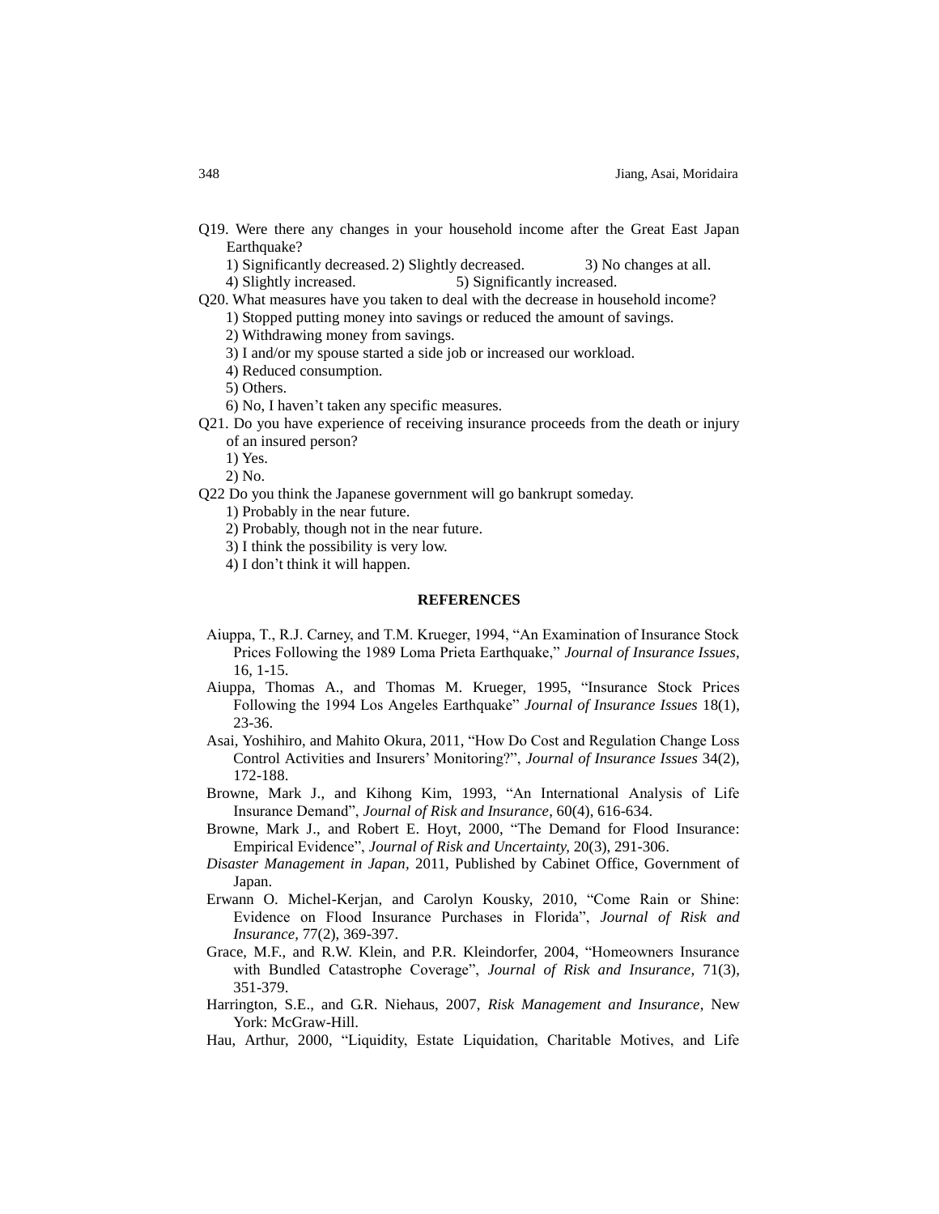Q19. Were there any changes in your household income after the Great East Japan Earthquake?

1) Significantly decreased. 2) Slightly decreased. 3) No changes at all.
4) Slightly increased. 5) Significantly increased.

Q20. What measures have you taken to deal with the decrease in household income?

1) Stopped putting money into savings or reduced the amount of savings.
2) Withdrawing money from savings.
3) I and/or my spouse started a side job or increased our workload.
4) Reduced consumption.
5) Others.
6) No, I haven't taken any specific measures.

Q21. Do you have experience of receiving insurance proceeds from the death or injury of an insured person?

1) Yes.
2) No.

Q22 Do you think the Japanese government will go bankrupt someday.

1) Probably in the near future.
2) Probably, though not in the near future.
3) I think the possibility is very low.
4) I don't think it will happen.

## REFERENCES

Aiuppa, T., R.J. Carney, and T.M. Krueger, 1994, "An Examination of Insurance Stock Prices Following the 1989 Loma Prieta Earthquake," *Journal of Insurance Issues*, 16, 1-15.

Aiuppa, Thomas A., and Thomas M. Krueger, 1995, "Insurance Stock Prices Following the 1994 Los Angeles Earthquake" *Journal of Insurance Issues* 18(1), 23-36.

Asai, Yoshihiro, and Mahito Okura, 2011, "How Do Cost and Regulation Change Loss Control Activities and Insurers' Monitoring?", *Journal of Insurance Issues* 34(2), 172-188.

Browne, Mark J., and Kihong Kim, 1993, "An International Analysis of Life Insurance Demand", *Journal of Risk and Insurance,* 60(4), 616-634.

Browne, Mark J., and Robert E. Hoyt, 2000, "The Demand for Flood Insurance: Empirical Evidence", *Journal of Risk and Uncertainty,* 20(3), 291-306.

*Disaster Management in Japan,* 2011, Published by Cabinet Office, Government of Japan.

Erwann O. Michel-Kerjan, and Carolyn Kousky, 2010, "Come Rain or Shine: Evidence on Flood Insurance Purchases in Florida", *Journal of Risk and Insurance,* 77(2), 369-397.

Grace, M.F., and R.W. Klein, and P.R. Kleindorfer, 2004, "Homeowners Insurance with Bundled Catastrophe Coverage", *Journal of Risk and Insurance,* 71(3), 351-379.

Harrington, S.E., and G.R. Niehaus, 2007, *Risk Management and Insurance*, New York: McGraw-Hill.

Hau, Arthur, 2000, "Liquidity, Estate Liquidation, Charitable Motives, and Life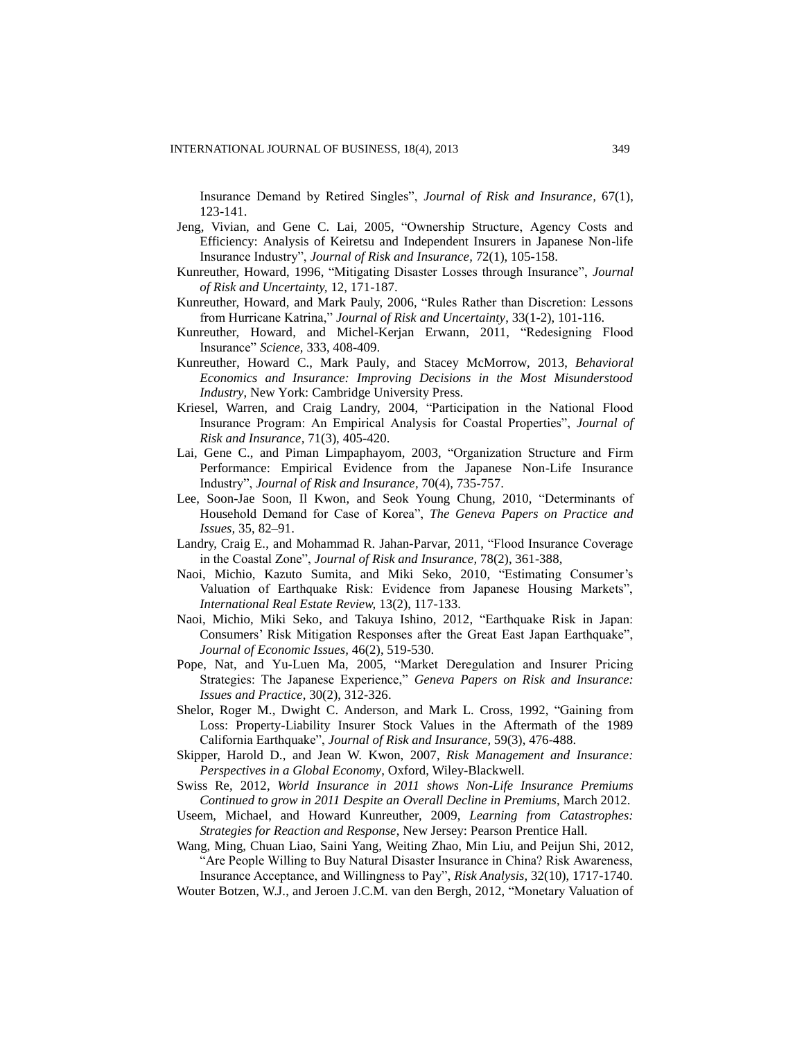Insurance Demand by Retired Singles", *Journal of Risk and Insurance,* 67(1), 123-141.

Jeng, Vivian, and Gene C. Lai, 2005, "Ownership Structure, Agency Costs and Efficiency: Analysis of Keiretsu and Independent Insurers in Japanese Non-life Insurance Industry", *Journal of Risk and Insurance,* 72(1), 105-158.

Kunreuther, Howard, 1996, "Mitigating Disaster Losses through Insurance", *Journal of Risk and Uncertainty,* 12, 171-187.

Kunreuther, Howard, and Mark Pauly, 2006, "Rules Rather than Discretion: Lessons from Hurricane Katrina," *Journal of Risk and Uncertainty*, 33(1-2), 101-116.

Kunreuther, Howard, and Michel-Kerjan Erwann, 2011, "Redesigning Flood Insurance" *Science,* 333, 408-409.

Kunreuther, Howard C., Mark Pauly, and Stacey McMorrow, 2013, *Behavioral Economics and Insurance: Improving Decisions in the Most Misunderstood Industry*, New York: Cambridge University Press.

Kriesel, Warren, and Craig Landry, 2004, "Participation in the National Flood Insurance Program: An Empirical Analysis for Coastal Properties", *Journal of Risk and Insurance,* 71(3), 405-420.

Lai, Gene C., and Piman Limpaphayom, 2003, "Organization Structure and Firm Performance: Empirical Evidence from the Japanese Non-Life Insurance Industry", *Journal of Risk and Insurance*, 70(4), 735-757.

Lee, Soon-Jae Soon, Il Kwon, and Seok Young Chung, 2010, "Determinants of Household Demand for Case of Korea", *The Geneva Papers on Practice and Issues,* 35, 82–91.

Landry, Craig E., and Mohammad R. Jahan-Parvar, 2011, "Flood Insurance Coverage in the Coastal Zone", *Journal of Risk and Insurance,* 78(2), 361-388,

Naoi, Michio, Kazuto Sumita, and Miki Seko, 2010, "Estimating Consumer's Valuation of Earthquake Risk: Evidence from Japanese Housing Markets", *International Real Estate Review,* 13(2), 117-133.

Naoi, Michio, Miki Seko, and Takuya Ishino, 2012, "Earthquake Risk in Japan: Consumers' Risk Mitigation Responses after the Great East Japan Earthquake", *Journal of Economic Issues,* 46(2), 519-530.

Pope, Nat, and Yu-Luen Ma, 2005, "Market Deregulation and Insurer Pricing Strategies: The Japanese Experience," *Geneva Papers on Risk and Insurance: Issues and Practice*, 30(2), 312-326.

Shelor, Roger M., Dwight C. Anderson, and Mark L. Cross, 1992, "Gaining from Loss: Property-Liability Insurer Stock Values in the Aftermath of the 1989 California Earthquake", *Journal of Risk and Insurance,* 59(3), 476-488.

Skipper, Harold D., and Jean W. Kwon, 2007, *Risk Management and Insurance: Perspectives in a Global Economy*, Oxford, Wiley-Blackwell.

Swiss Re, 2012, *World Insurance in 2011 shows Non-Life Insurance Premiums Continued to grow in 2011 Despite an Overall Decline in Premiums*, March 2012.

Useem, Michael, and Howard Kunreuther, 2009, *Learning from Catastrophes: Strategies for Reaction and Response*, New Jersey: Pearson Prentice Hall.

Wang, Ming, Chuan Liao, Saini Yang, Weiting Zhao, Min Liu, and Peijun Shi, 2012, "Are People Willing to Buy Natural Disaster Insurance in China? Risk Awareness, Insurance Acceptance, and Willingness to Pay", *Risk Analysis,* 32(10), 1717-1740.

Wouter Botzen, W.J., and Jeroen J.C.M. van den Bergh, 2012, "Monetary Valuation of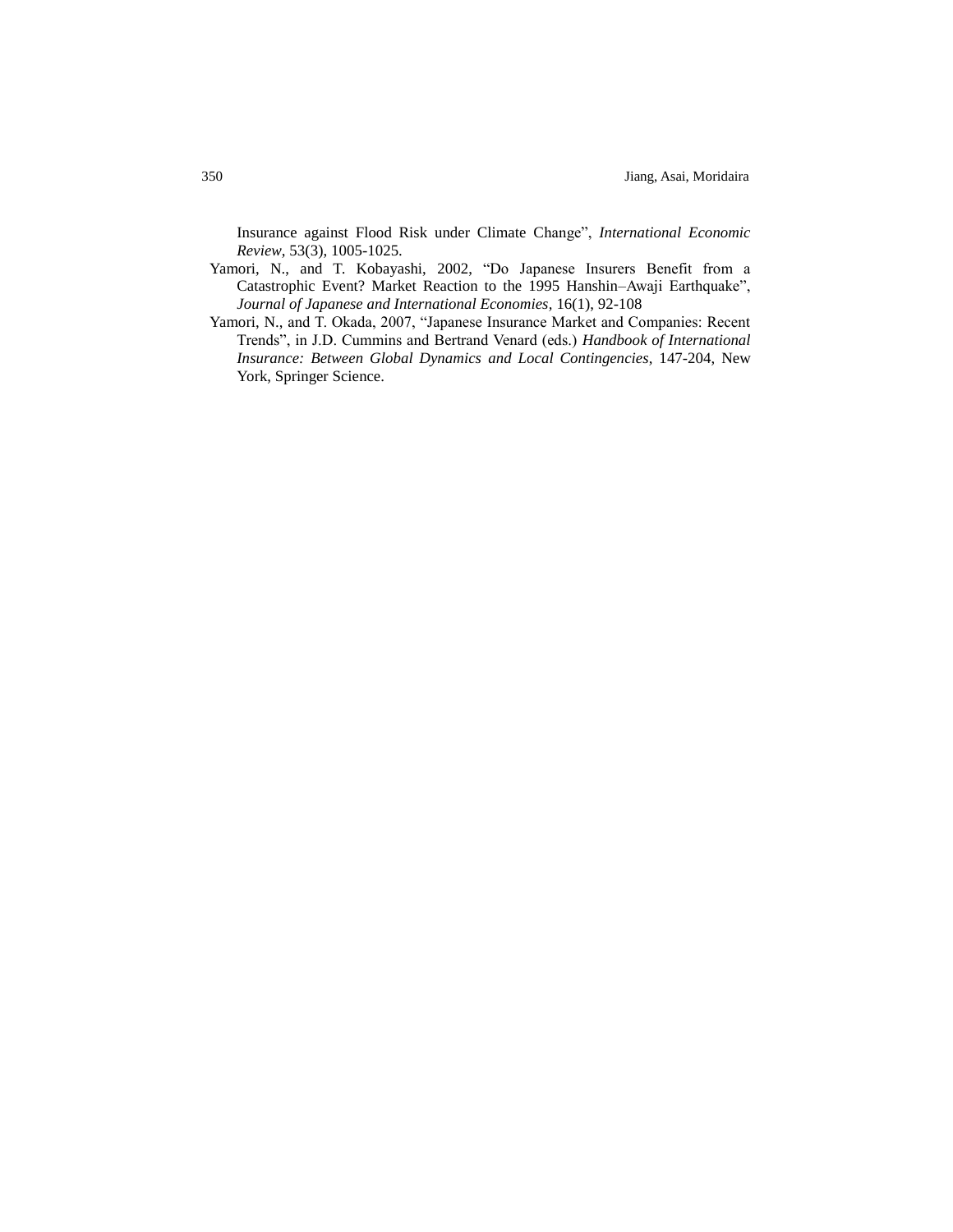Insurance against Flood Risk under Climate Change", *International Economic Review*, 53(3), 1005-1025.

Yamori, N., and T. Kobayashi, 2002, "Do Japanese Insurers Benefit from a Catastrophic Event? Market Reaction to the 1995 Hanshin–Awaji Earthquake", *Journal of Japanese and International Economies*, 16(1), 92-108

Yamori, N., and T. Okada, 2007, "Japanese Insurance Market and Companies: Recent Trends", in J.D. Cummins and Bertrand Venard (eds.) *Handbook of International Insurance: Between Global Dynamics and Local Contingencies*, 147-204, New York, Springer Science.